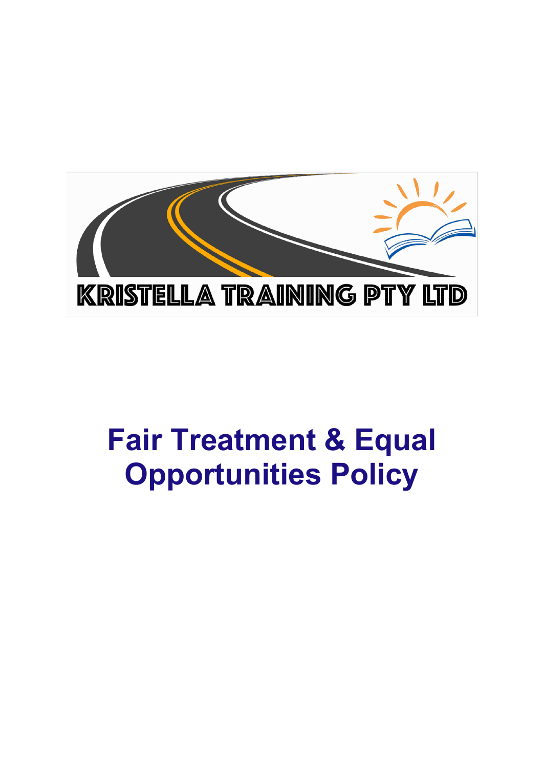KRISTELLA TRAINING PTY LTD

# Fair Treatment & Equal Opportunities Policy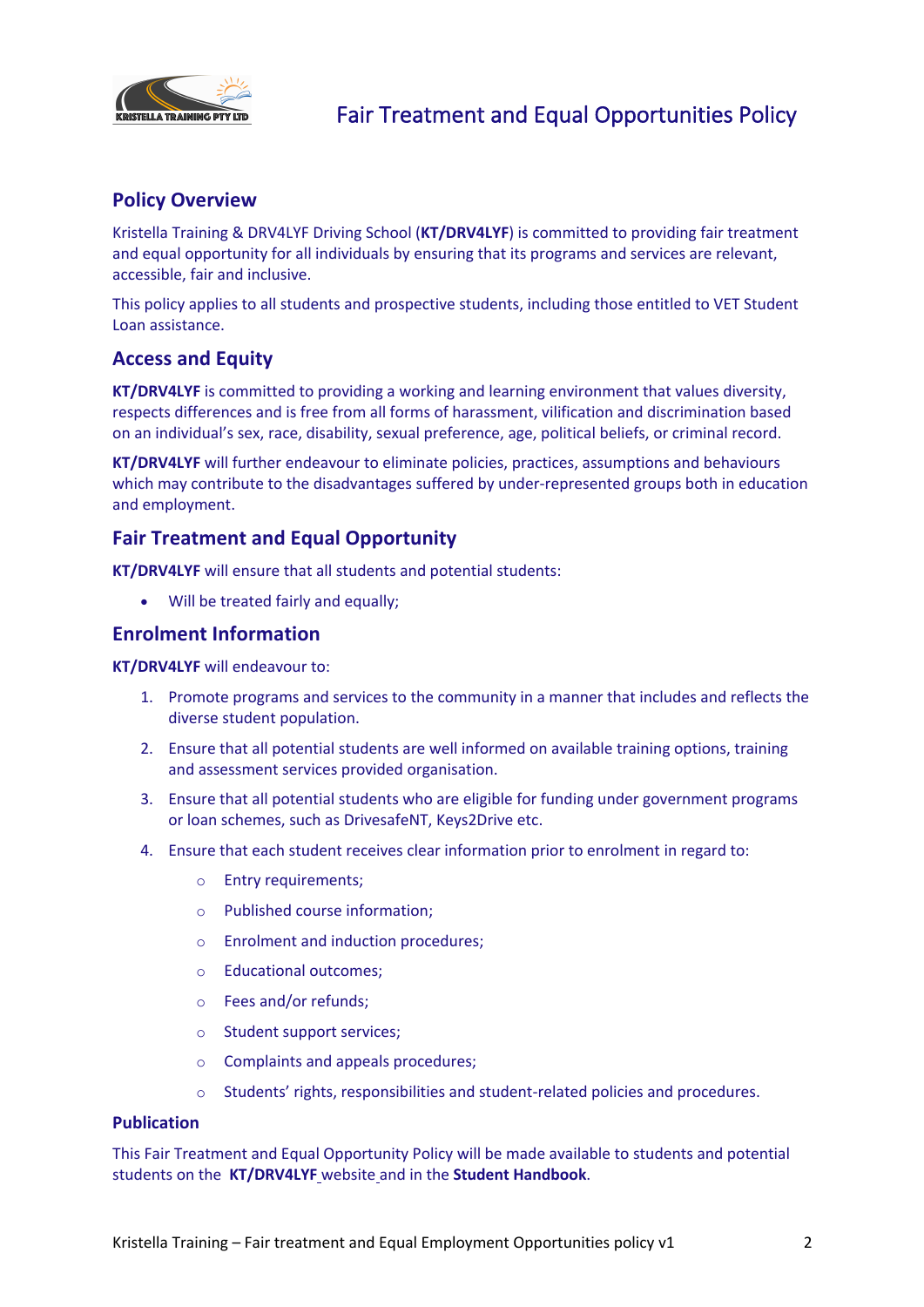# Fair Treatment and Equal Opportunities Policy

## Policy Overview

Kristella Training & DRV4LYF Driving School (**KT/DRV4LYF**) is committed to providing fair treatment and equal opportunity for all individuals by ensuring that its programs and services are relevant, accessible, fair and inclusive.

This policy applies to all students and prospective students, including those entitled to VET Student Loan assistance.

## Access and Equity

**KT/DRV4LYF** is committed to providing a working and learning environment that values diversity, respects differences and is free from all forms of harassment, vilification and discrimination based on an individual's sex, race, disability, sexual preference, age, political beliefs, or criminal record.

**KT/DRV4LYF** will further endeavour to eliminate policies, practices, assumptions and behaviours which may contribute to the disadvantages suffered by under-represented groups both in education and employment.

## Fair Treatment and Equal Opportunity

**KT/DRV4LYF** will ensure that all students and potential students:

- Will be treated fairly and equally;

## Enrolment Information

**KT/DRV4LYF** will endeavour to:

1. Promote programs and services to the community in a manner that includes and reflects the diverse student population.
2. Ensure that all potential students are well informed on available training options, training and assessment services provided organisation.
3. Ensure that all potential students who are eligible for funding under government programs or loan schemes, such as DrivesafeNT, Keys2Drive etc.
4. Ensure that each student receives clear information prior to enrolment in regard to:
   - Entry requirements;
   - Published course information;
   - Enrolment and induction procedures;
   - Educational outcomes;
   - Fees and/or refunds;
   - Student support services;
   - Complaints and appeals procedures;
   - Students' rights, responsibilities and student-related policies and procedures.

### Publication

This Fair Treatment and Equal Opportunity Policy will be made available to students and potential students on the **KT/DRV4LYF** website and in the **Student Handbook**.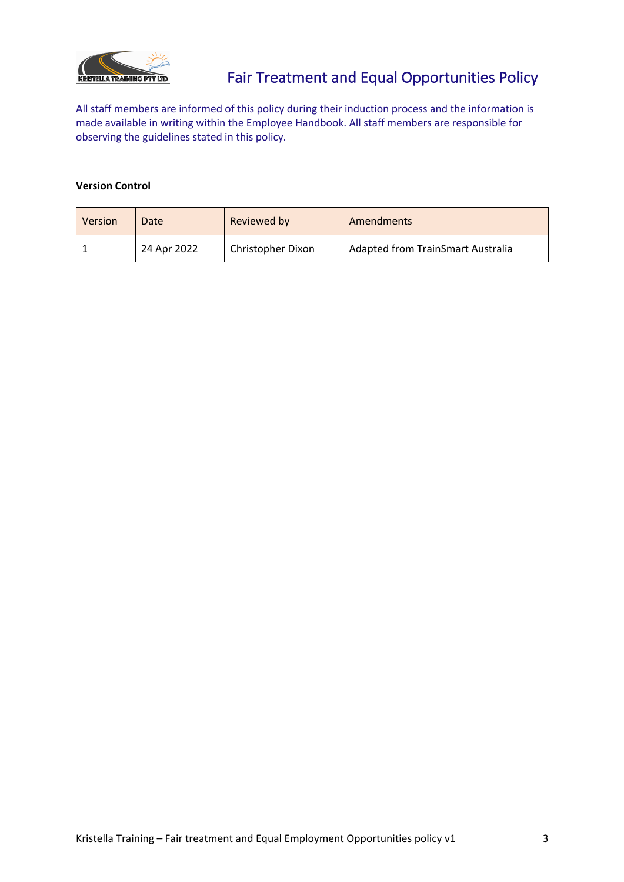# Fair Treatment and Equal Opportunities Policy

All staff members are informed of this policy during their induction process and the information is made available in writing within the Employee Handbook. All staff members are responsible for observing the guidelines stated in this policy.

**Version Control**

| Version | Date | Reviewed by | Amendments |
|---|---|---|---|
| 1 | 24 Apr 2022 | Christopher Dixon | Adapted from TrainSmart Australia |